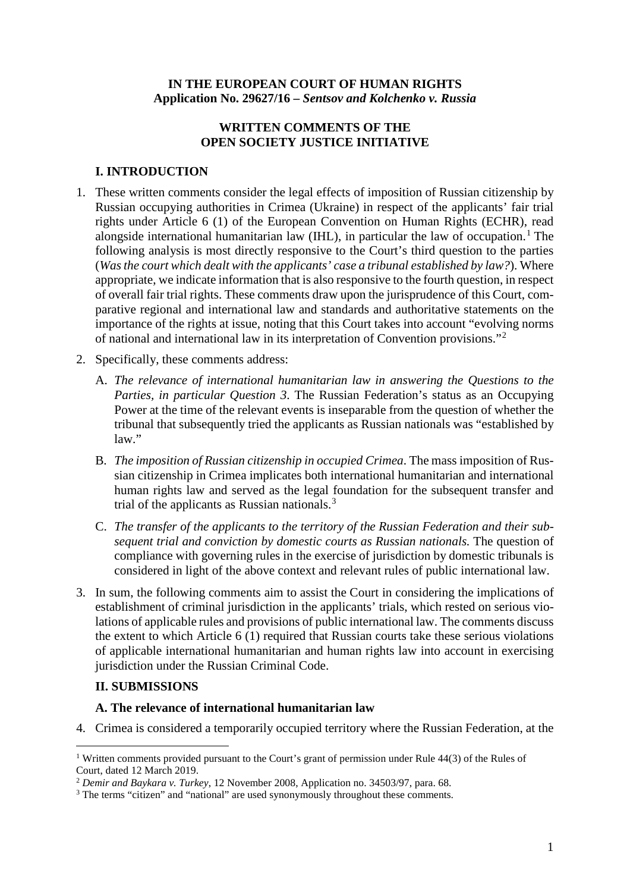**IN THE EUROPEAN COURT OF HUMAN RIGHTS**
**Application No. 29627/16 – *Sentsov and Kolchenko v. Russia***

**WRITTEN COMMENTS OF THE**
**OPEN SOCIETY JUSTICE INITIATIVE**

## I. INTRODUCTION

1. These written comments consider the legal effects of imposition of Russian citizenship by Russian occupying authorities in Crimea (Ukraine) in respect of the applicants' fair trial rights under Article 6 (1) of the European Convention on Human Rights (ECHR), read alongside international humanitarian law (IHL), in particular the law of occupation.[1] The following analysis is most directly responsive to the Court's third question to the parties (*Was the court which dealt with the applicants' case a tribunal established by law?*). Where appropriate, we indicate information that is also responsive to the fourth question, in respect of overall fair trial rights. These comments draw upon the jurisprudence of this Court, comparative regional and international law and standards and authoritative statements on the importance of the rights at issue, noting that this Court takes into account "evolving norms of national and international law in its interpretation of Convention provisions."[2]

2. Specifically, these comments address:

   A. *The relevance of international humanitarian law in answering the Questions to the Parties, in particular Question 3*. The Russian Federation's status as an Occupying Power at the time of the relevant events is inseparable from the question of whether the tribunal that subsequently tried the applicants as Russian nationals was "established by law."

   B. *The imposition of Russian citizenship in occupied Crimea*. The mass imposition of Russian citizenship in Crimea implicates both international humanitarian and international human rights law and served as the legal foundation for the subsequent transfer and trial of the applicants as Russian nationals.[3]

   C. *The transfer of the applicants to the territory of the Russian Federation and their subsequent trial and conviction by domestic courts as Russian nationals.* The question of compliance with governing rules in the exercise of jurisdiction by domestic tribunals is considered in light of the above context and relevant rules of public international law.

3. In sum, the following comments aim to assist the Court in considering the implications of establishment of criminal jurisdiction in the applicants' trials, which rested on serious violations of applicable rules and provisions of public international law. The comments discuss the extent to which Article 6 (1) required that Russian courts take these serious violations of applicable international humanitarian and human rights law into account in exercising jurisdiction under the Russian Criminal Code.

## II. SUBMISSIONS

### A. The relevance of international humanitarian law

4. Crimea is considered a temporarily occupied territory where the Russian Federation, at the

---

[1] Written comments provided pursuant to the Court's grant of permission under Rule 44(3) of the Rules of Court, dated 12 March 2019.

[2] *Demir and Baykara v. Turkey*, 12 November 2008, Application no. 34503/97, para. 68.

[3] The terms "citizen" and "national" are used synonymously throughout these comments.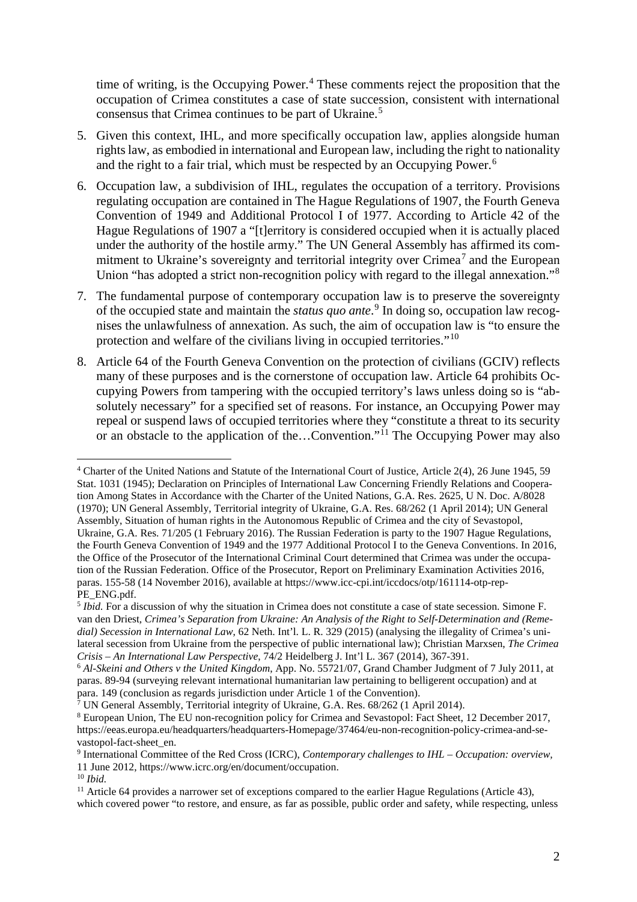time of writing, is the Occupying Power.[4] These comments reject the proposition that the occupation of Crimea constitutes a case of state succession, consistent with international consensus that Crimea continues to be part of Ukraine.[5]

5. Given this context, IHL, and more specifically occupation law, applies alongside human rights law, as embodied in international and European law, including the right to nationality and the right to a fair trial, which must be respected by an Occupying Power.[6]

6. Occupation law, a subdivision of IHL, regulates the occupation of a territory. Provisions regulating occupation are contained in The Hague Regulations of 1907, the Fourth Geneva Convention of 1949 and Additional Protocol I of 1977. According to Article 42 of the Hague Regulations of 1907 a "[t]erritory is considered occupied when it is actually placed under the authority of the hostile army." The UN General Assembly has affirmed its commitment to Ukraine's sovereignty and territorial integrity over Crimea[7] and the European Union "has adopted a strict non-recognition policy with regard to the illegal annexation."[8]

7. The fundamental purpose of contemporary occupation law is to preserve the sovereignty of the occupied state and maintain the *status quo ante*.[9] In doing so, occupation law recognises the unlawfulness of annexation. As such, the aim of occupation law is "to ensure the protection and welfare of the civilians living in occupied territories."[10]

8. Article 64 of the Fourth Geneva Convention on the protection of civilians (GCIV) reflects many of these purposes and is the cornerstone of occupation law. Article 64 prohibits Occupying Powers from tampering with the occupied territory's laws unless doing so is "absolutely necessary" for a specified set of reasons. For instance, an Occupying Power may repeal or suspend laws of occupied territories where they "constitute a threat to its security or an obstacle to the application of the…Convention."[11] The Occupying Power may also

---

[4] Charter of the United Nations and Statute of the International Court of Justice, Article 2(4), 26 June 1945, 59 Stat. 1031 (1945); Declaration on Principles of International Law Concerning Friendly Relations and Cooperation Among States in Accordance with the Charter of the United Nations, G.A. Res. 2625, U N. Doc. A/8028 (1970); UN General Assembly, Territorial integrity of Ukraine, G.A. Res. 68/262 (1 April 2014); UN General Assembly, Situation of human rights in the Autonomous Republic of Crimea and the city of Sevastopol, Ukraine, G.A. Res. 71/205 (1 February 2016). The Russian Federation is party to the 1907 Hague Regulations, the Fourth Geneva Convention of 1949 and the 1977 Additional Protocol I to the Geneva Conventions. In 2016, the Office of the Prosecutor of the International Criminal Court determined that Crimea was under the occupation of the Russian Federation. Office of the Prosecutor, Report on Preliminary Examination Activities 2016, paras. 155-58 (14 November 2016), available at https://www.icc-cpi.int/iccdocs/otp/161114-otp-rep-PE_ENG.pdf.

[5] *Ibid.* For a discussion of why the situation in Crimea does not constitute a case of state secession. Simone F. van den Driest, *Crimea's Separation from Ukraine: An Analysis of the Right to Self-Determination and (Remedial) Secession in International Law*, 62 Neth. Int'l. L. R. 329 (2015) (analysing the illegality of Crimea's unilateral secession from Ukraine from the perspective of public international law); Christian Marxsen, *The Crimea Crisis – An International Law Perspective*, 74/2 Heidelberg J. Int'l L. 367 (2014), 367-391.

[6] *Al-Skeini and Others v the United Kingdom*, App. No. 55721/07, Grand Chamber Judgment of 7 July 2011, at paras. 89-94 (surveying relevant international humanitarian law pertaining to belligerent occupation) and at para. 149 (conclusion as regards jurisdiction under Article 1 of the Convention).

[7] UN General Assembly, Territorial integrity of Ukraine, G.A. Res. 68/262 (1 April 2014).

[8] European Union, The EU non-recognition policy for Crimea and Sevastopol: Fact Sheet, 12 December 2017, https://eeas.europa.eu/headquarters/headquarters-Homepage/37464/eu-non-recognition-policy-crimea-and-sevastopol-fact-sheet_en.

[9] International Committee of the Red Cross (ICRC), *Contemporary challenges to IHL – Occupation: overview*, 11 June 2012, https://www.icrc.org/en/document/occupation.

[10] *Ibid.*

[11] Article 64 provides a narrower set of exceptions compared to the earlier Hague Regulations (Article 43), which covered power "to restore, and ensure, as far as possible, public order and safety, while respecting, unless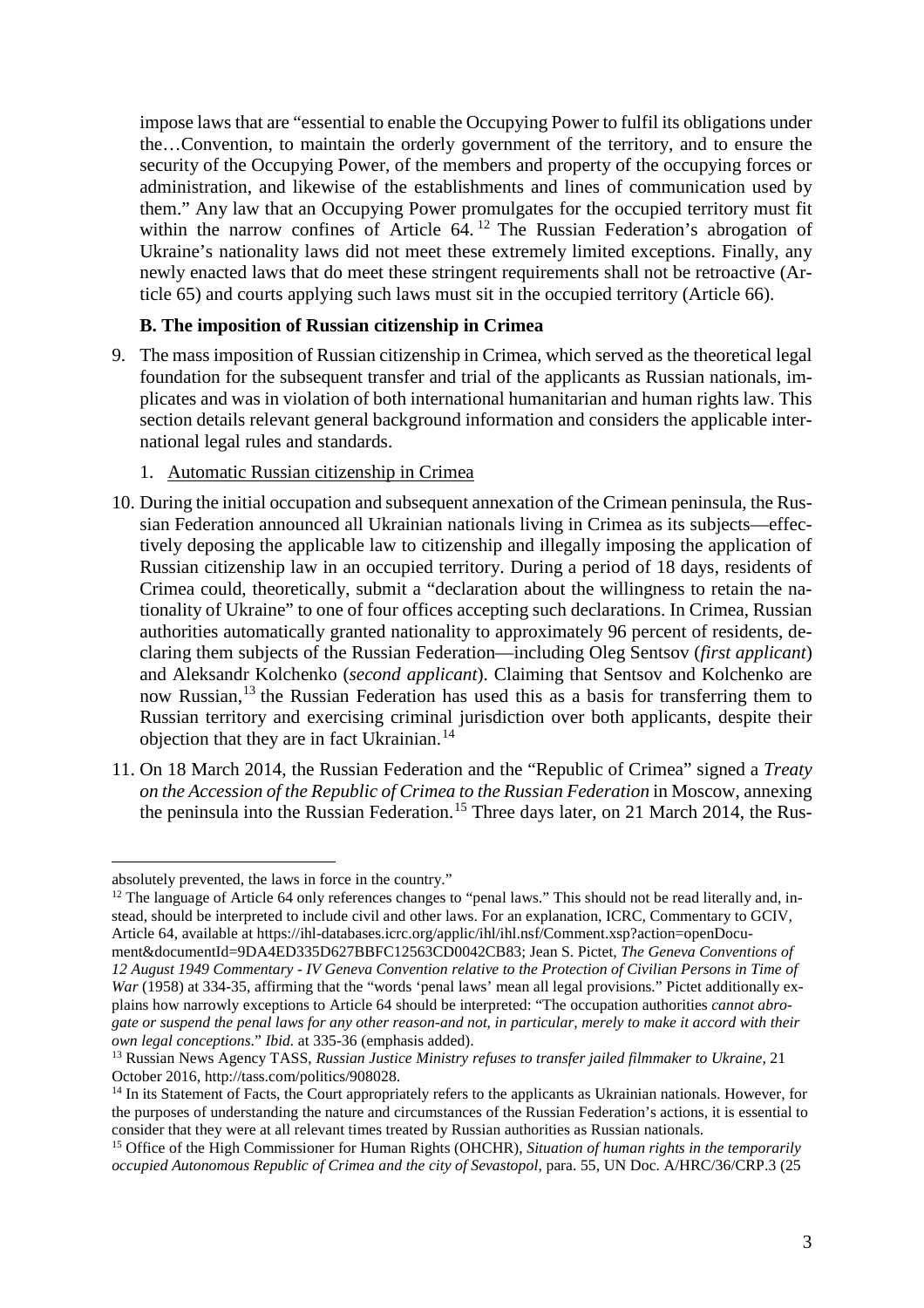impose laws that are "essential to enable the Occupying Power to fulfil its obligations under the…Convention, to maintain the orderly government of the territory, and to ensure the security of the Occupying Power, of the members and property of the occupying forces or administration, and likewise of the establishments and lines of communication used by them." Any law that an Occupying Power promulgates for the occupied territory must fit within the narrow confines of Article 64.[12] The Russian Federation's abrogation of Ukraine's nationality laws did not meet these extremely limited exceptions. Finally, any newly enacted laws that do meet these stringent requirements shall not be retroactive (Article 65) and courts applying such laws must sit in the occupied territory (Article 66).

### B. The imposition of Russian citizenship in Crimea

9. The mass imposition of Russian citizenship in Crimea, which served as the theoretical legal foundation for the subsequent transfer and trial of the applicants as Russian nationals, implicates and was in violation of both international humanitarian and human rights law. This section details relevant general background information and considers the applicable international legal rules and standards.

   1. Automatic Russian citizenship in Crimea

10. During the initial occupation and subsequent annexation of the Crimean peninsula, the Russian Federation announced all Ukrainian nationals living in Crimea as its subjects—effectively deposing the applicable law to citizenship and illegally imposing the application of Russian citizenship law in an occupied territory. During a period of 18 days, residents of Crimea could, theoretically, submit a "declaration about the willingness to retain the nationality of Ukraine" to one of four offices accepting such declarations. In Crimea, Russian authorities automatically granted nationality to approximately 96 percent of residents, declaring them subjects of the Russian Federation—including Oleg Sentsov (*first applicant*) and Aleksandr Kolchenko (*second applicant*). Claiming that Sentsov and Kolchenko are now Russian,[13] the Russian Federation has used this as a basis for transferring them to Russian territory and exercising criminal jurisdiction over both applicants, despite their objection that they are in fact Ukrainian.[14]

11. On 18 March 2014, the Russian Federation and the "Republic of Crimea" signed a *Treaty on the Accession of the Republic of Crimea to the Russian Federation* in Moscow, annexing the peninsula into the Russian Federation.[15] Three days later, on 21 March 2014, the Rus-

---

absolutely prevented, the laws in force in the country."

[12] The language of Article 64 only references changes to "penal laws." This should not be read literally and, instead, should be interpreted to include civil and other laws. For an explanation, ICRC, Commentary to GCIV, Article 64, available at https://ihl-databases.icrc.org/applic/ihl/ihl.nsf/Comment.xsp?action=openDocument&documentId=9DA4ED335D627BBFC12563CD0042CB83; Jean S. Pictet, *The Geneva Conventions of 12 August 1949 Commentary - IV Geneva Convention relative to the Protection of Civilian Persons in Time of War* (1958) at 334-35, affirming that the "words 'penal laws' mean all legal provisions." Pictet additionally explains how narrowly exceptions to Article 64 should be interpreted: "The occupation authorities *cannot abrogate or suspend the penal laws for any other reason-and not, in particular, merely to make it accord with their own legal conceptions*." *Ibid.* at 335-36 (emphasis added).

[13] Russian News Agency TASS, *Russian Justice Ministry refuses to transfer jailed filmmaker to Ukraine*, 21 October 2016, http://tass.com/politics/908028.

[14] In its Statement of Facts, the Court appropriately refers to the applicants as Ukrainian nationals. However, for the purposes of understanding the nature and circumstances of the Russian Federation's actions, it is essential to consider that they were at all relevant times treated by Russian authorities as Russian nationals.

[15] Office of the High Commissioner for Human Rights (OHCHR), *Situation of human rights in the temporarily occupied Autonomous Republic of Crimea and the city of Sevastopol*, para. 55, UN Doc. A/HRC/36/CRP.3 (25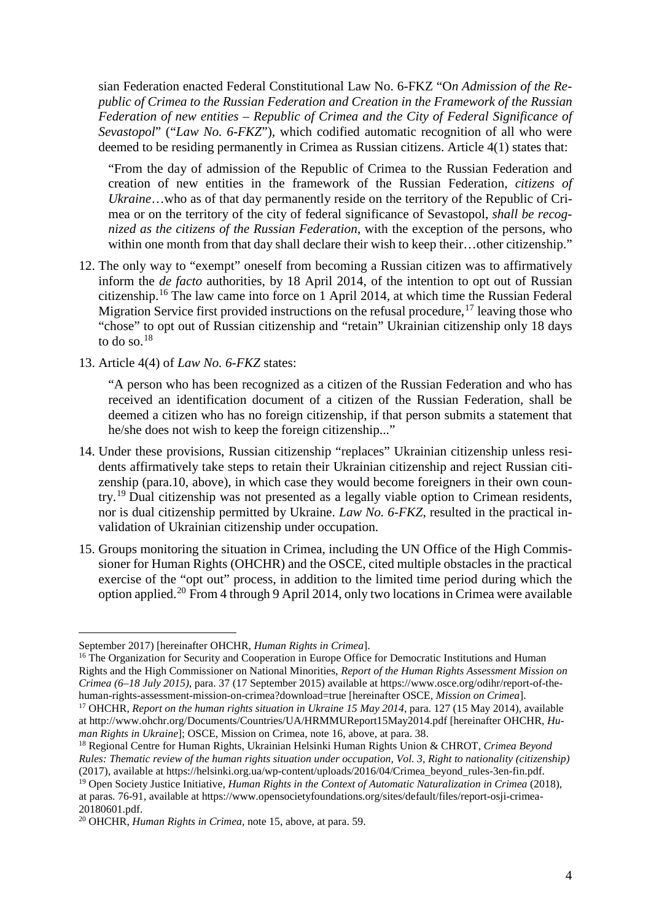sian Federation enacted Federal Constitutional Law No. 6-FKZ "O*n Admission of the Republic of Crimea to the Russian Federation and Creation in the Framework of the Russian Federation of new entities – Republic of Crimea and the City of Federal Significance of Sevastopol*" ("*Law No. 6-FKZ*"), which codified automatic recognition of all who were deemed to be residing permanently in Crimea as Russian citizens. Article 4(1) states that:

> "From the day of admission of the Republic of Crimea to the Russian Federation and creation of new entities in the framework of the Russian Federation, *citizens of Ukraine*…who as of that day permanently reside on the territory of the Republic of Crimea or on the territory of the city of federal significance of Sevastopol, *shall be recognized as the citizens of the Russian Federation*, with the exception of the persons, who within one month from that day shall declare their wish to keep their…other citizenship."

12. The only way to "exempt" oneself from becoming a Russian citizen was to affirmatively inform the *de facto* authorities, by 18 April 2014, of the intention to opt out of Russian citizenship.[16] The law came into force on 1 April 2014, at which time the Russian Federal Migration Service first provided instructions on the refusal procedure,[17] leaving those who "chose" to opt out of Russian citizenship and "retain" Ukrainian citizenship only 18 days to do so.[18]

13. Article 4(4) of *Law No. 6-FKZ* states:

> "A person who has been recognized as a citizen of the Russian Federation and who has received an identification document of a citizen of the Russian Federation, shall be deemed a citizen who has no foreign citizenship, if that person submits a statement that he/she does not wish to keep the foreign citizenship..."

14. Under these provisions, Russian citizenship "replaces" Ukrainian citizenship unless residents affirmatively take steps to retain their Ukrainian citizenship and reject Russian citizenship (para.10, above), in which case they would become foreigners in their own country.[19] Dual citizenship was not presented as a legally viable option to Crimean residents, nor is dual citizenship permitted by Ukraine. *Law No. 6-FKZ*, resulted in the practical invalidation of Ukrainian citizenship under occupation.

15. Groups monitoring the situation in Crimea, including the UN Office of the High Commissioner for Human Rights (OHCHR) and the OSCE, cited multiple obstacles in the practical exercise of the "opt out" process, in addition to the limited time period during which the option applied.[20] From 4 through 9 April 2014, only two locations in Crimea were available

---

September 2017) [hereinafter OHCHR, *Human Rights in Crimea*].

[16] The Organization for Security and Cooperation in Europe Office for Democratic Institutions and Human Rights and the High Commissioner on National Minorities, *Report of the Human Rights Assessment Mission on Crimea (6–18 July 2015)*, para. 37 (17 September 2015) available at https://www.osce.org/odihr/report-of-the-human-rights-assessment-mission-on-crimea?download=true [hereinafter OSCE, *Mission on Crimea*].

[17] OHCHR, *Report on the human rights situation in Ukraine 15 May 2014*, para. 127 (15 May 2014), available at http://www.ohchr.org/Documents/Countries/UA/HRMMUReport15May2014.pdf [hereinafter OHCHR, *Human Rights in Ukraine*]; OSCE, Mission on Crimea, note 16, above, at para. 38.

[18] Regional Centre for Human Rights, Ukrainian Helsinki Human Rights Union & CHROT, *Crimea Beyond Rules: Thematic review of the human rights situation under occupation, Vol. 3, Right to nationality (citizenship)* (2017), available at https://helsinki.org.ua/wp-content/uploads/2016/04/Crimea_beyond_rules-3en-fin.pdf.

[19] Open Society Justice Initiative, *Human Rights in the Context of Automatic Naturalization in Crimea* (2018), at paras. 76-91, available at https://www.opensocietyfoundations.org/sites/default/files/report-osji-crimea-20180601.pdf.

[20] OHCHR, *Human Rights in Crimea*, note 15, above, at para. 59.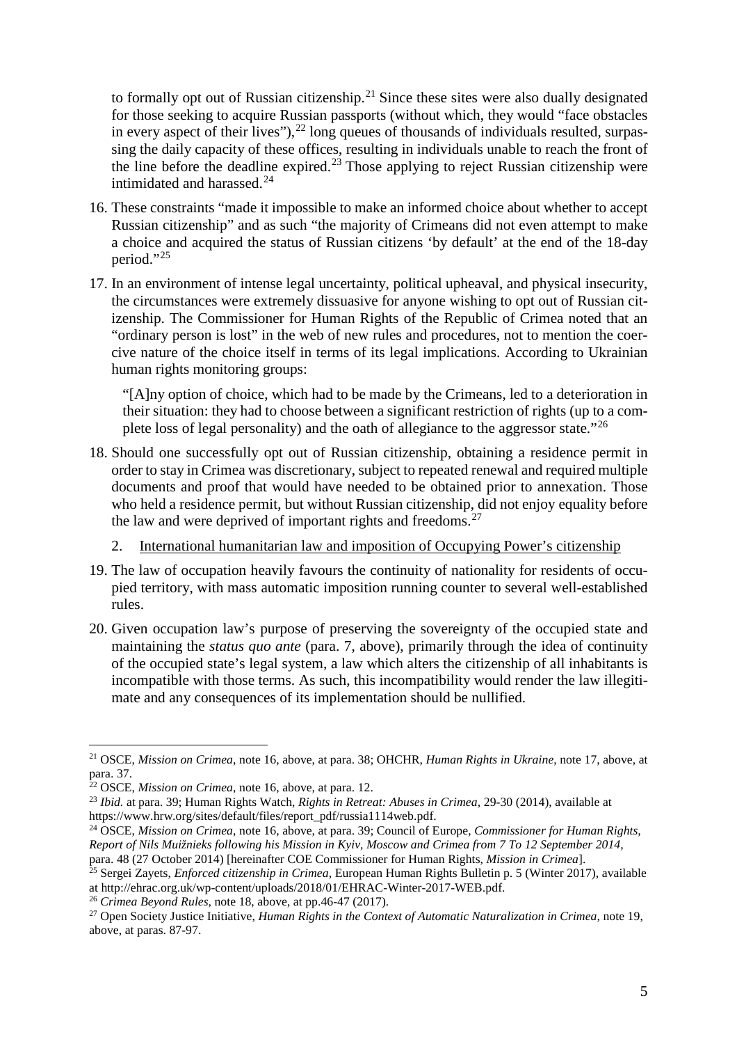to formally opt out of Russian citizenship.[21] Since these sites were also dually designated for those seeking to acquire Russian passports (without which, they would "face obstacles in every aspect of their lives"),[22] long queues of thousands of individuals resulted, surpassing the daily capacity of these offices, resulting in individuals unable to reach the front of the line before the deadline expired.[23] Those applying to reject Russian citizenship were intimidated and harassed.[24]

16. These constraints "made it impossible to make an informed choice about whether to accept Russian citizenship" and as such "the majority of Crimeans did not even attempt to make a choice and acquired the status of Russian citizens 'by default' at the end of the 18-day period."[25]

17. In an environment of intense legal uncertainty, political upheaval, and physical insecurity, the circumstances were extremely dissuasive for anyone wishing to opt out of Russian citizenship. The Commissioner for Human Rights of the Republic of Crimea noted that an "ordinary person is lost" in the web of new rules and procedures, not to mention the coercive nature of the choice itself in terms of its legal implications. According to Ukrainian human rights monitoring groups:

   "[A]ny option of choice, which had to be made by the Crimeans, led to a deterioration in their situation: they had to choose between a significant restriction of rights (up to a complete loss of legal personality) and the oath of allegiance to the aggressor state."[26]

18. Should one successfully opt out of Russian citizenship, obtaining a residence permit in order to stay in Crimea was discretionary, subject to repeated renewal and required multiple documents and proof that would have needed to be obtained prior to annexation. Those who held a residence permit, but without Russian citizenship, did not enjoy equality before the law and were deprived of important rights and freedoms.[27]

   2. <u>International humanitarian law and imposition of Occupying Power's citizenship</u>

19. The law of occupation heavily favours the continuity of nationality for residents of occupied territory, with mass automatic imposition running counter to several well-established rules.

20. Given occupation law's purpose of preserving the sovereignty of the occupied state and maintaining the *status quo ante* (para. 7, above), primarily through the idea of continuity of the occupied state's legal system, a law which alters the citizenship of all inhabitants is incompatible with those terms. As such, this incompatibility would render the law illegitimate and any consequences of its implementation should be nullified.

---

[21] OSCE, *Mission on Crimea*, note 16, above, at para. 38; OHCHR, *Human Rights in Ukraine*, note 17, above, at para. 37.

[22] OSCE, *Mission on Crimea*, note 16, above, at para. 12.

[23] *Ibid.* at para. 39; Human Rights Watch, *Rights in Retreat: Abuses in Crimea*, 29-30 (2014), available at https://www.hrw.org/sites/default/files/report_pdf/russia1114web.pdf.

[24] OSCE, *Mission on Crimea*, note 16, above, at para. 39; Council of Europe, *Commissioner for Human Rights, Report of Nils Muižnieks following his Mission in Kyiv, Moscow and Crimea from 7 To 12 September 2014*, para. 48 (27 October 2014) [hereinafter COE Commissioner for Human Rights, *Mission in Crimea*].

[25] Sergei Zayets, *Enforced citizenship in Crimea*, European Human Rights Bulletin p. 5 (Winter 2017), available at http://ehrac.org.uk/wp-content/uploads/2018/01/EHRAC-Winter-2017-WEB.pdf.

[26] *Crimea Beyond Rules*, note 18, above, at pp.46-47 (2017).

[27] Open Society Justice Initiative, *Human Rights in the Context of Automatic Naturalization in Crimea*, note 19, above, at paras. 87-97.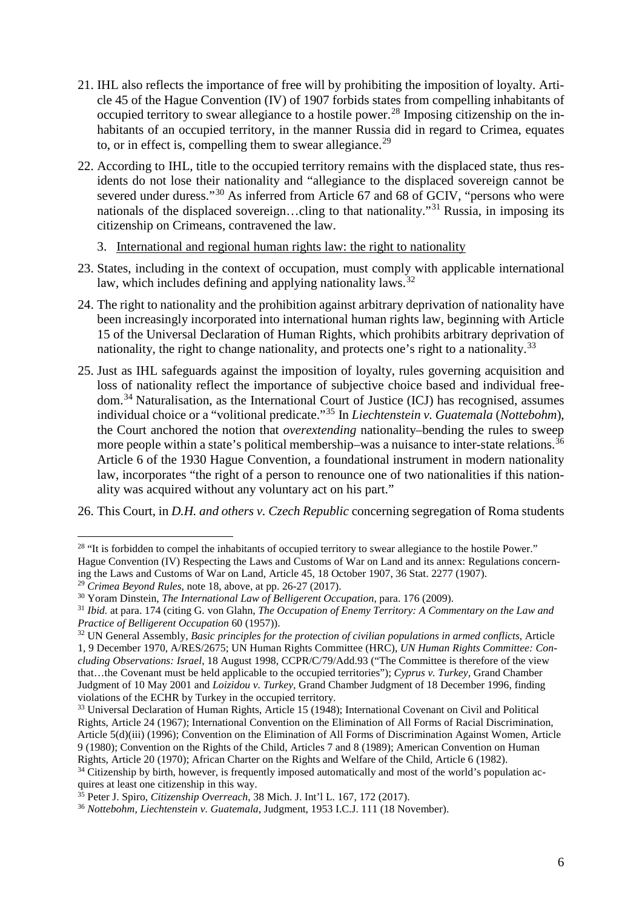21. IHL also reflects the importance of free will by prohibiting the imposition of loyalty. Article 45 of the Hague Convention (IV) of 1907 forbids states from compelling inhabitants of occupied territory to swear allegiance to a hostile power.[28] Imposing citizenship on the inhabitants of an occupied territory, in the manner Russia did in regard to Crimea, equates to, or in effect is, compelling them to swear allegiance.[29]

22. According to IHL, title to the occupied territory remains with the displaced state, thus residents do not lose their nationality and "allegiance to the displaced sovereign cannot be severed under duress."[30] As inferred from Article 67 and 68 of GCIV, "persons who were nationals of the displaced sovereign…cling to that nationality."[31] Russia, in imposing its citizenship on Crimeans, contravened the law.

3. International and regional human rights law: the right to nationality

23. States, including in the context of occupation, must comply with applicable international law, which includes defining and applying nationality laws.[32]

24. The right to nationality and the prohibition against arbitrary deprivation of nationality have been increasingly incorporated into international human rights law, beginning with Article 15 of the Universal Declaration of Human Rights, which prohibits arbitrary deprivation of nationality, the right to change nationality, and protects one's right to a nationality.[33]

25. Just as IHL safeguards against the imposition of loyalty, rules governing acquisition and loss of nationality reflect the importance of subjective choice based and individual freedom.[34] Naturalisation, as the International Court of Justice (ICJ) has recognised, assumes individual choice or a "volitional predicate."[35] In *Liechtenstein v. Guatemala* (*Nottebohm*), the Court anchored the notion that *overextending* nationality–bending the rules to sweep more people within a state's political membership–was a nuisance to inter-state relations.[36] Article 6 of the 1930 Hague Convention, a foundational instrument in modern nationality law, incorporates "the right of a person to renounce one of two nationalities if this nationality was acquired without any voluntary act on his part."

26. This Court, in *D.H. and others v. Czech Republic* concerning segregation of Roma students

---

[28] "It is forbidden to compel the inhabitants of occupied territory to swear allegiance to the hostile Power." Hague Convention (IV) Respecting the Laws and Customs of War on Land and its annex: Regulations concerning the Laws and Customs of War on Land, Article 45, 18 October 1907, 36 Stat. 2277 (1907).

[29] *Crimea Beyond Rules*, note 18, above, at pp. 26-27 (2017).

[30] Yoram Dinstein, *The International Law of Belligerent Occupation*, para. 176 (2009).

[31] *Ibid.* at para. 174 (citing G. von Glahn, *The Occupation of Enemy Territory: A Commentary on the Law and Practice of Belligerent Occupation* 60 (1957)).

[32] UN General Assembly, *Basic principles for the protection of civilian populations in armed conflicts*, Article 1, 9 December 1970, A/RES/2675; UN Human Rights Committee (HRC), *UN Human Rights Committee: Concluding Observations: Israel*, 18 August 1998, CCPR/C/79/Add.93 ("The Committee is therefore of the view that…the Covenant must be held applicable to the occupied territories"); *Cyprus v. Turkey*, Grand Chamber Judgment of 10 May 2001 and *Loizidou v. Turkey*, Grand Chamber Judgment of 18 December 1996, finding violations of the ECHR by Turkey in the occupied territory.

[33] Universal Declaration of Human Rights, Article 15 (1948); International Covenant on Civil and Political Rights, Article 24 (1967); International Convention on the Elimination of All Forms of Racial Discrimination, Article 5(d)(iii) (1996); Convention on the Elimination of All Forms of Discrimination Against Women, Article 9 (1980); Convention on the Rights of the Child, Articles 7 and 8 (1989); American Convention on Human Rights, Article 20 (1970); African Charter on the Rights and Welfare of the Child, Article 6 (1982).

[34] Citizenship by birth, however, is frequently imposed automatically and most of the world's population acquires at least one citizenship in this way.

[35] Peter J. Spiro, *Citizenship Overreach*, 38 Mich. J. Int'l L. 167, 172 (2017).

[36] *Nottebohm, Liechtenstein v. Guatemala*, Judgment, 1953 I.C.J. 111 (18 November).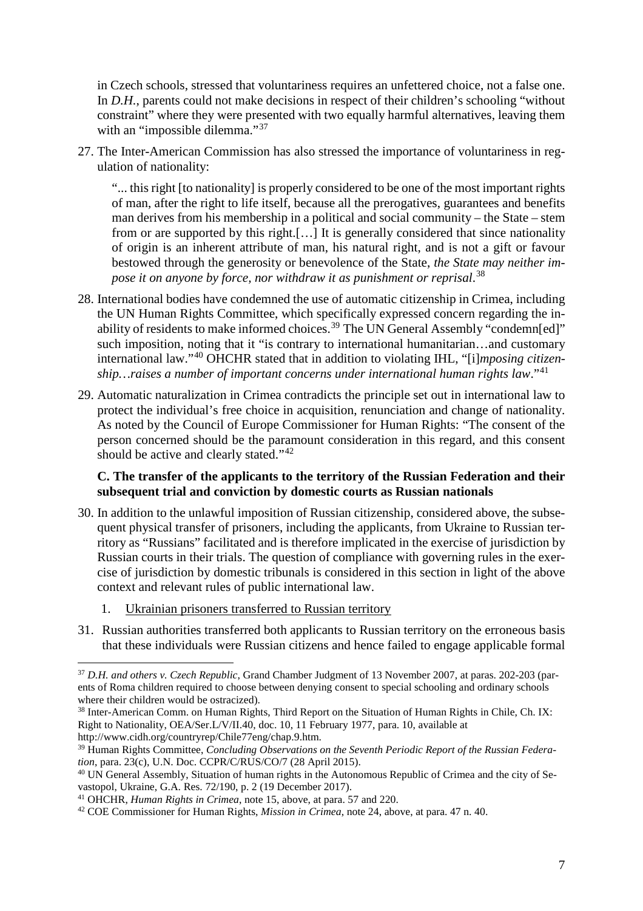in Czech schools, stressed that voluntariness requires an unfettered choice, not a false one. In *D.H.*, parents could not make decisions in respect of their children's schooling "without constraint" where they were presented with two equally harmful alternatives, leaving them with an "impossible dilemma."[37]

27. The Inter-American Commission has also stressed the importance of voluntariness in regulation of nationality:

> "... this right [to nationality] is properly considered to be one of the most important rights of man, after the right to life itself, because all the prerogatives, guarantees and benefits man derives from his membership in a political and social community – the State – stem from or are supported by this right.[…] It is generally considered that since nationality of origin is an inherent attribute of man, his natural right, and is not a gift or favour bestowed through the generosity or benevolence of the State, *the State may neither impose it on anyone by force, nor withdraw it as punishment or reprisal*.[38]

28. International bodies have condemned the use of automatic citizenship in Crimea, including the UN Human Rights Committee, which specifically expressed concern regarding the inability of residents to make informed choices.[39] The UN General Assembly "condemn[ed]" such imposition, noting that it "is contrary to international humanitarian…and customary international law."[40] OHCHR stated that in addition to violating IHL, "[i]*mposing citizenship…raises a number of important concerns under international human rights law*."[41]

29. Automatic naturalization in Crimea contradicts the principle set out in international law to protect the individual's free choice in acquisition, renunciation and change of nationality. As noted by the Council of Europe Commissioner for Human Rights: "The consent of the person concerned should be the paramount consideration in this regard, and this consent should be active and clearly stated."[42]

**C. The transfer of the applicants to the territory of the Russian Federation and their subsequent trial and conviction by domestic courts as Russian nationals**

30. In addition to the unlawful imposition of Russian citizenship, considered above, the subsequent physical transfer of prisoners, including the applicants, from Ukraine to Russian territory as "Russians" facilitated and is therefore implicated in the exercise of jurisdiction by Russian courts in their trials. The question of compliance with governing rules in the exercise of jurisdiction by domestic tribunals is considered in this section in light of the above context and relevant rules of public international law.

    1. Ukrainian prisoners transferred to Russian territory

31. Russian authorities transferred both applicants to Russian territory on the erroneous basis that these individuals were Russian citizens and hence failed to engage applicable formal

---

[37] *D.H. and others v. Czech Republic*, Grand Chamber Judgment of 13 November 2007, at paras. 202-203 (parents of Roma children required to choose between denying consent to special schooling and ordinary schools where their children would be ostracized).

[38] Inter-American Comm. on Human Rights, Third Report on the Situation of Human Rights in Chile, Ch. IX: Right to Nationality, OEA/Ser.L/V/II.40, doc. 10, 11 February 1977, para. 10, available at http://www.cidh.org/countryrep/Chile77eng/chap.9.htm.

[39] Human Rights Committee, *Concluding Observations on the Seventh Periodic Report of the Russian Federation*, para. 23(c), U.N. Doc. CCPR/C/RUS/CO/7 (28 April 2015).

[40] UN General Assembly, Situation of human rights in the Autonomous Republic of Crimea and the city of Sevastopol, Ukraine, G.A. Res. 72/190, p. 2 (19 December 2017).

[41] OHCHR, *Human Rights in Crimea*, note 15, above, at para. 57 and 220.

[42] COE Commissioner for Human Rights, *Mission in Crimea*, note 24, above, at para. 47 n. 40.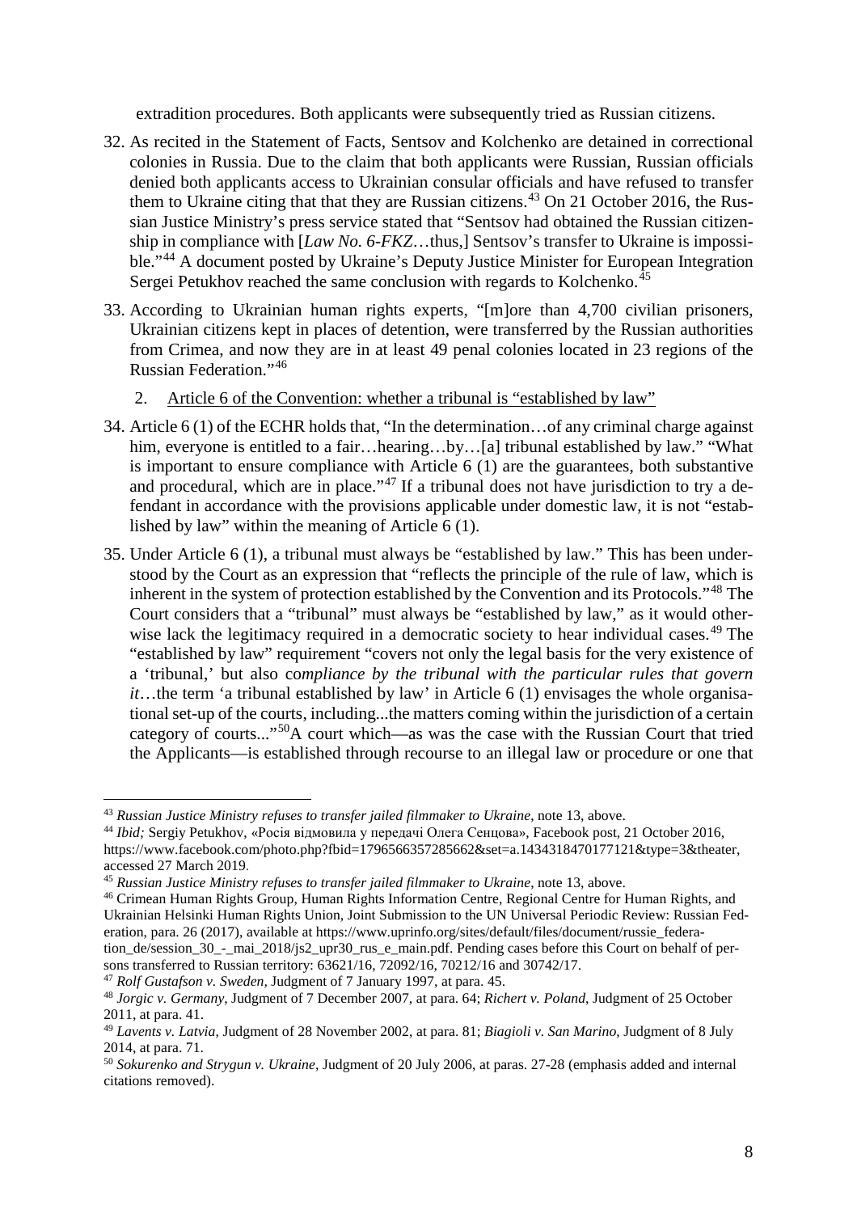extradition procedures. Both applicants were subsequently tried as Russian citizens.

32. As recited in the Statement of Facts, Sentsov and Kolchenko are detained in correctional colonies in Russia. Due to the claim that both applicants were Russian, Russian officials denied both applicants access to Ukrainian consular officials and have refused to transfer them to Ukraine citing that that they are Russian citizens.[43] On 21 October 2016, the Russian Justice Ministry's press service stated that "Sentsov had obtained the Russian citizenship in compliance with [*Law No. 6-FKZ*…thus,] Sentsov's transfer to Ukraine is impossible."[44] A document posted by Ukraine's Deputy Justice Minister for European Integration Sergei Petukhov reached the same conclusion with regards to Kolchenko.[45]

33. According to Ukrainian human rights experts, "[m]ore than 4,700 civilian prisoners, Ukrainian citizens kept in places of detention, were transferred by the Russian authorities from Crimea, and now they are in at least 49 penal colonies located in 23 regions of the Russian Federation."[46]

2. <u>Article 6 of the Convention: whether a tribunal is "established by law"</u>

34. Article 6 (1) of the ECHR holds that, "In the determination…of any criminal charge against him, everyone is entitled to a fair…hearing…by…[a] tribunal established by law." "What is important to ensure compliance with Article 6 (1) are the guarantees, both substantive and procedural, which are in place."[47] If a tribunal does not have jurisdiction to try a defendant in accordance with the provisions applicable under domestic law, it is not "established by law" within the meaning of Article 6 (1).

35. Under Article 6 (1), a tribunal must always be "established by law." This has been understood by the Court as an expression that "reflects the principle of the rule of law, which is inherent in the system of protection established by the Convention and its Protocols."[48] The Court considers that a "tribunal" must always be "established by law," as it would otherwise lack the legitimacy required in a democratic society to hear individual cases.[49] The "established by law" requirement "covers not only the legal basis for the very existence of a 'tribunal,' but also co*mpliance by the tribunal with the particular rules that govern it*…the term 'a tribunal established by law' in Article 6 (1) envisages the whole organisational set-up of the courts, including...the matters coming within the jurisdiction of a certain category of courts..."[50] A court which—as was the case with the Russian Court that tried the Applicants—is established through recourse to an illegal law or procedure or one that

---

[43] *Russian Justice Ministry refuses to transfer jailed filmmaker to Ukraine*, note 13, above.

[44] *Ibid;* Sergiy Petukhov, «Росія відмовила у передачі Олега Сенцова», Facebook post, 21 October 2016, https://www.facebook.com/photo.php?fbid=1796566357285662&set=a.1434318470177121&type=3&theater, accessed 27 March 2019.

[45] *Russian Justice Ministry refuses to transfer jailed filmmaker to Ukraine*, note 13, above.

[46] Crimean Human Rights Group, Human Rights Information Centre, Regional Centre for Human Rights, and Ukrainian Helsinki Human Rights Union, Joint Submission to the UN Universal Periodic Review: Russian Federation, para. 26 (2017), available at https://www.uprinfo.org/sites/default/files/document/russie_federation_de/session_30_-_mai_2018/js2_upr30_rus_e_main.pdf. Pending cases before this Court on behalf of persons transferred to Russian territory: 63621/16, 72092/16, 70212/16 and 30742/17.

[47] *Rolf Gustafson v. Sweden*, Judgment of 7 January 1997, at para. 45.

[48] *Jorgic v. Germany*, Judgment of 7 December 2007, at para. 64; *Richert v. Poland*, Judgment of 25 October 2011, at para. 41.

[49] *Lavents v. Latvia*, Judgment of 28 November 2002, at para. 81; *Biagioli v. San Marino*, Judgment of 8 July 2014, at para. 71.

[50] *Sokurenko and Strygun v. Ukraine*, Judgment of 20 July 2006, at paras. 27-28 (emphasis added and internal citations removed).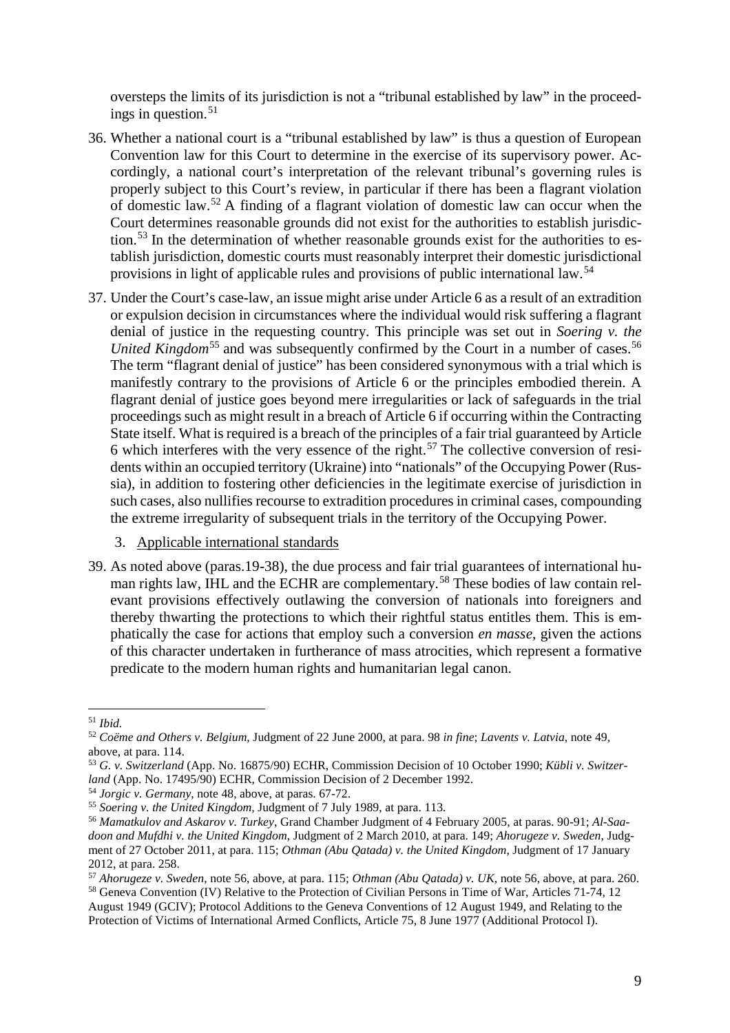oversteps the limits of its jurisdiction is not a "tribunal established by law" in the proceedings in question.[51]

36. Whether a national court is a "tribunal established by law" is thus a question of European Convention law for this Court to determine in the exercise of its supervisory power. Accordingly, a national court's interpretation of the relevant tribunal's governing rules is properly subject to this Court's review, in particular if there has been a flagrant violation of domestic law.[52] A finding of a flagrant violation of domestic law can occur when the Court determines reasonable grounds did not exist for the authorities to establish jurisdiction.[53] In the determination of whether reasonable grounds exist for the authorities to establish jurisdiction, domestic courts must reasonably interpret their domestic jurisdictional provisions in light of applicable rules and provisions of public international law.[54]

37. Under the Court's case-law, an issue might arise under Article 6 as a result of an extradition or expulsion decision in circumstances where the individual would risk suffering a flagrant denial of justice in the requesting country. This principle was set out in *Soering v. the United Kingdom*[55] and was subsequently confirmed by the Court in a number of cases.[56] The term "flagrant denial of justice" has been considered synonymous with a trial which is manifestly contrary to the provisions of Article 6 or the principles embodied therein. A flagrant denial of justice goes beyond mere irregularities or lack of safeguards in the trial proceedings such as might result in a breach of Article 6 if occurring within the Contracting State itself. What is required is a breach of the principles of a fair trial guaranteed by Article 6 which interferes with the very essence of the right.[57] The collective conversion of residents within an occupied territory (Ukraine) into "nationals" of the Occupying Power (Russia), in addition to fostering other deficiencies in the legitimate exercise of jurisdiction in such cases, also nullifies recourse to extradition procedures in criminal cases, compounding the extreme irregularity of subsequent trials in the territory of the Occupying Power.

3. Applicable international standards

39. As noted above (paras.19-38), the due process and fair trial guarantees of international human rights law, IHL and the ECHR are complementary.[58] These bodies of law contain relevant provisions effectively outlawing the conversion of nationals into foreigners and thereby thwarting the protections to which their rightful status entitles them. This is emphatically the case for actions that employ such a conversion *en masse*, given the actions of this character undertaken in furtherance of mass atrocities, which represent a formative predicate to the modern human rights and humanitarian legal canon.

---

[51] *Ibid.*

[52] *Coëme and Others v. Belgium*, Judgment of 22 June 2000, at para. 98 *in fine*; *Lavents v. Latvia*, note 49, above, at para. 114.

[53] *G. v. Switzerland* (App. No. 16875/90) ECHR, Commission Decision of 10 October 1990; *Kübli v. Switzerland* (App. No. 17495/90) ECHR, Commission Decision of 2 December 1992.

[54] *Jorgic v. Germany*, note 48, above, at paras. 67-72.

[55] *Soering v. the United Kingdom*, Judgment of 7 July 1989, at para. 113.

[56] *Mamatkulov and Askarov v. Turkey*, Grand Chamber Judgment of 4 February 2005, at paras. 90-91; *Al-Saadoon and Mufdhi v. the United Kingdom*, Judgment of 2 March 2010, at para. 149; *Ahorugeze v. Sweden*, Judgment of 27 October 2011, at para. 115; *Othman (Abu Qatada) v. the United Kingdom*, Judgment of 17 January 2012, at para. 258.

[57] *Ahorugeze v. Sweden*, note 56, above, at para. 115; *Othman (Abu Qatada) v. UK*, note 56, above, at para. 260.

[58] Geneva Convention (IV) Relative to the Protection of Civilian Persons in Time of War, Articles 71-74, 12 August 1949 (GCIV); Protocol Additions to the Geneva Conventions of 12 August 1949, and Relating to the Protection of Victims of International Armed Conflicts, Article 75, 8 June 1977 (Additional Protocol I).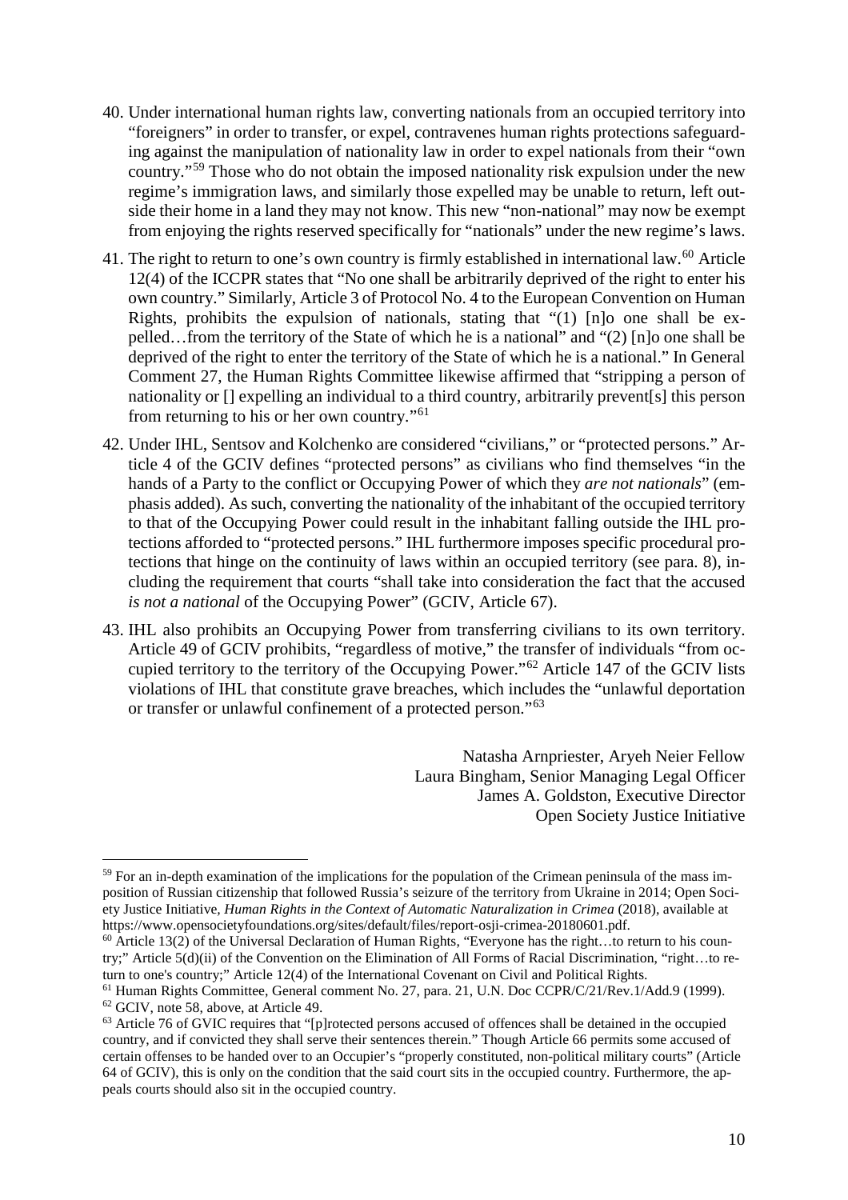40. Under international human rights law, converting nationals from an occupied territory into "foreigners" in order to transfer, or expel, contravenes human rights protections safeguarding against the manipulation of nationality law in order to expel nationals from their "own country."[59] Those who do not obtain the imposed nationality risk expulsion under the new regime's immigration laws, and similarly those expelled may be unable to return, left outside their home in a land they may not know. This new "non-national" may now be exempt from enjoying the rights reserved specifically for "nationals" under the new regime's laws.

41. The right to return to one's own country is firmly established in international law.[60] Article 12(4) of the ICCPR states that "No one shall be arbitrarily deprived of the right to enter his own country." Similarly, Article 3 of Protocol No. 4 to the European Convention on Human Rights, prohibits the expulsion of nationals, stating that "(1) [n]o one shall be expelled…from the territory of the State of which he is a national" and "(2) [n]o one shall be deprived of the right to enter the territory of the State of which he is a national." In General Comment 27, the Human Rights Committee likewise affirmed that "stripping a person of nationality or [] expelling an individual to a third country, arbitrarily prevent[s] this person from returning to his or her own country."[61]

42. Under IHL, Sentsov and Kolchenko are considered "civilians," or "protected persons." Article 4 of the GCIV defines "protected persons" as civilians who find themselves "in the hands of a Party to the conflict or Occupying Power of which they *are not nationals*" (emphasis added). As such, converting the nationality of the inhabitant of the occupied territory to that of the Occupying Power could result in the inhabitant falling outside the IHL protections afforded to "protected persons." IHL furthermore imposes specific procedural protections that hinge on the continuity of laws within an occupied territory (see para. 8), including the requirement that courts "shall take into consideration the fact that the accused *is not a national* of the Occupying Power" (GCIV, Article 67).

43. IHL also prohibits an Occupying Power from transferring civilians to its own territory. Article 49 of GCIV prohibits, "regardless of motive," the transfer of individuals "from occupied territory to the territory of the Occupying Power."[62] Article 147 of the GCIV lists violations of IHL that constitute grave breaches, which includes the "unlawful deportation or transfer or unlawful confinement of a protected person."[63]

Natasha Arnpriester, Aryeh Neier Fellow
Laura Bingham, Senior Managing Legal Officer
James A. Goldston, Executive Director
Open Society Justice Initiative

---

[59] For an in-depth examination of the implications for the population of the Crimean peninsula of the mass imposition of Russian citizenship that followed Russia's seizure of the territory from Ukraine in 2014; Open Society Justice Initiative, *Human Rights in the Context of Automatic Naturalization in Crimea* (2018), available at https://www.opensocietyfoundations.org/sites/default/files/report-osji-crimea-20180601.pdf.

[60] Article 13(2) of the Universal Declaration of Human Rights, "Everyone has the right…to return to his country;" Article 5(d)(ii) of the Convention on the Elimination of All Forms of Racial Discrimination, "right…to return to one's country;" Article 12(4) of the International Covenant on Civil and Political Rights.

[61] Human Rights Committee, General comment No. 27, para. 21, U.N. Doc CCPR/C/21/Rev.1/Add.9 (1999).

[62] GCIV, note 58, above, at Article 49.

[63] Article 76 of GVIC requires that "[p]rotected persons accused of offences shall be detained in the occupied country, and if convicted they shall serve their sentences therein." Though Article 66 permits some accused of certain offenses to be handed over to an Occupier's "properly constituted, non-political military courts" (Article 64 of GCIV), this is only on the condition that the said court sits in the occupied country. Furthermore, the appeals courts should also sit in the occupied country.